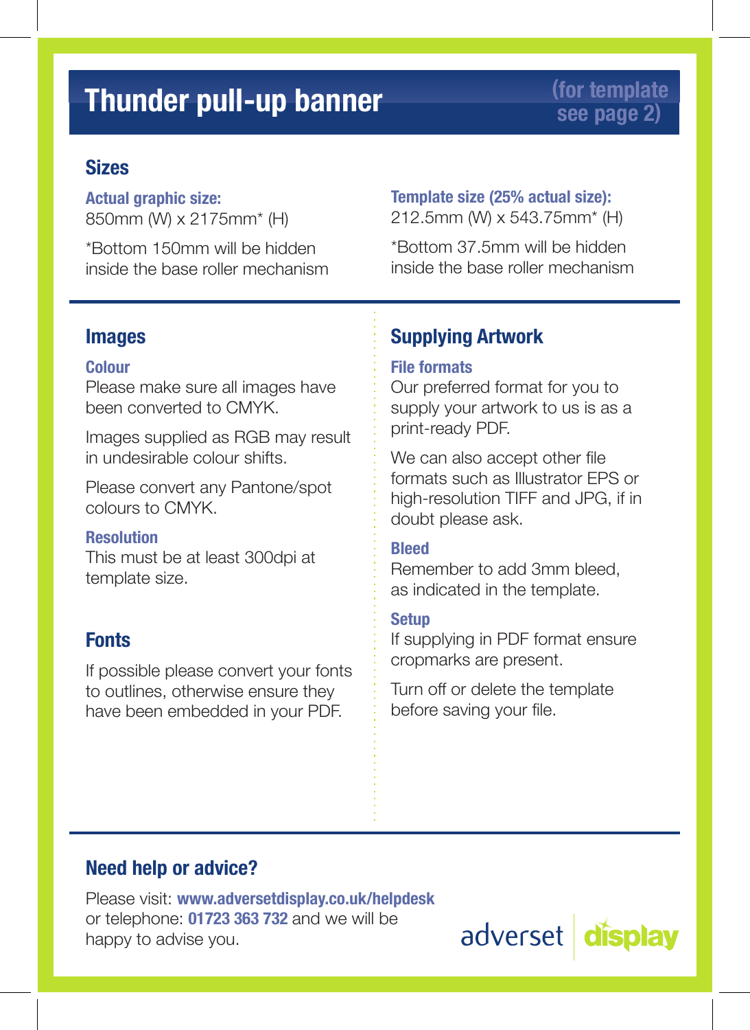# Thunder pull-up banner

(for template see page 2)

## Sizes

**Actual graphic size:**
850mm (W) x 2175mm* (H)

*Bottom 150mm will be hidden inside the base roller mechanism

**Template size (25% actual size):**
212.5mm (W) x 543.75mm* (H)

*Bottom 37.5mm will be hidden inside the base roller mechanism

## Images

### Colour

Please make sure all images have been converted to CMYK.

Images supplied as RGB may result in undesirable colour shifts.

Please convert any Pantone/spot colours to CMYK.

### Resolution

This must be at least 300dpi at template size.

## Fonts

If possible please convert your fonts to outlines, otherwise ensure they have been embedded in your PDF.

## Supplying Artwork

### File formats

Our preferred format for you to supply your artwork to us is as a print-ready PDF.

We can also accept other file formats such as Illustrator EPS or high-resolution TIFF and JPG, if in doubt please ask.

### Bleed

Remember to add 3mm bleed, as indicated in the template.

### Setup

If supplying in PDF format ensure cropmarks are present.

Turn off or delete the template before saving your file.

## Need help or advice?

Please visit: **www.adversetdisplay.co.uk/helpdesk** or telephone: **01723 363 732** and we will be happy to advise you.

adverset display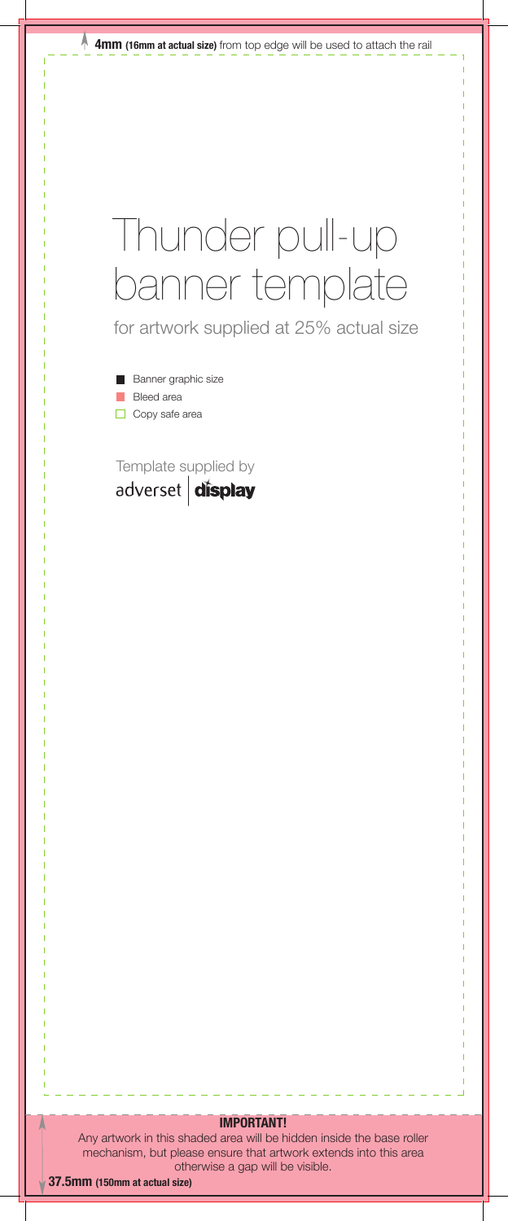**4mm (16mm at actual size)** from top edge will be used to attach the rail

# Thunder pull-up banner template

for artwork supplied at 25% actual size

- Banner graphic size
- Bleed area
- Copy safe area

Template supplied by
adverset display

**IMPORTANT!**

Any artwork in this shaded area will be hidden inside the base roller mechanism, but please ensure that artwork extends into this area otherwise a gap will be visible.

**37.5mm (150mm at actual size)**